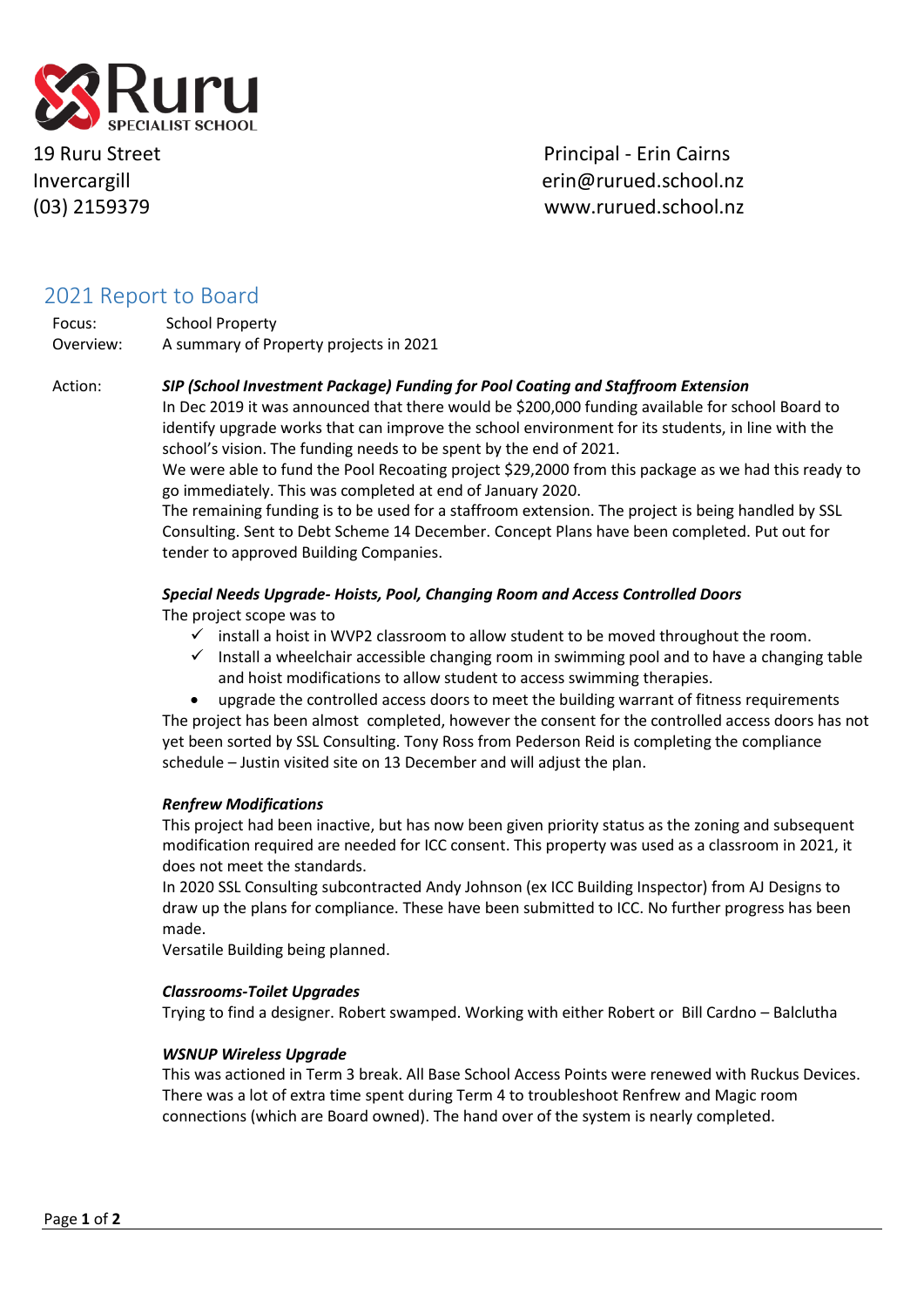Ruru SPECIALIST SCHOOL

19 Ruru Street
Invercargill
(03) 2159379

Principal - Erin Cairns
erin@rurued.school.nz
www.rurued.school.nz

# 2021 Report to Board

Focus: School Property
Overview: A summary of Property projects in 2021

Action:

***SIP (School Investment Package) Funding for Pool Coating and Staffroom Extension***

In Dec 2019 it was announced that there would be $200,000 funding available for school Board to identify upgrade works that can improve the school environment for its students, in line with the school's vision. The funding needs to be spent by the end of 2021.
We were able to fund the Pool Recoating project $29,2000 from this package as we had this ready to go immediately. This was completed at end of January 2020.
The remaining funding is to be used for a staffroom extension. The project is being handled by SSL Consulting. Sent to Debt Scheme 14 December. Concept Plans have been completed. Put out for tender to approved Building Companies.

***Special Needs Upgrade- Hoists, Pool, Changing Room and Access Controlled Doors***

The project scope was to

- ✓ install a hoist in WVP2 classroom to allow student to be moved throughout the room.
- ✓ Install a wheelchair accessible changing room in swimming pool and to have a changing table and hoist modifications to allow student to access swimming therapies.
- upgrade the controlled access doors to meet the building warrant of fitness requirements

The project has been almost completed, however the consent for the controlled access doors has not yet been sorted by SSL Consulting. Tony Ross from Pederson Reid is completing the compliance schedule – Justin visited site on 13 December and will adjust the plan.

***Renfrew Modifications***

This project had been inactive, but has now been given priority status as the zoning and subsequent modification required are needed for ICC consent. This property was used as a classroom in 2021, it does not meet the standards.
In 2020 SSL Consulting subcontracted Andy Johnson (ex ICC Building Inspector) from AJ Designs to draw up the plans for compliance. These have been submitted to ICC. No further progress has been made.
Versatile Building being planned.

***Classrooms-Toilet Upgrades***

Trying to find a designer. Robert swamped. Working with either Robert or Bill Cardno – Balclutha

***WSNUP Wireless Upgrade***

This was actioned in Term 3 break. All Base School Access Points were renewed with Ruckus Devices. There was a lot of extra time spent during Term 4 to troubleshoot Renfrew and Magic room connections (which are Board owned). The hand over of the system is nearly completed.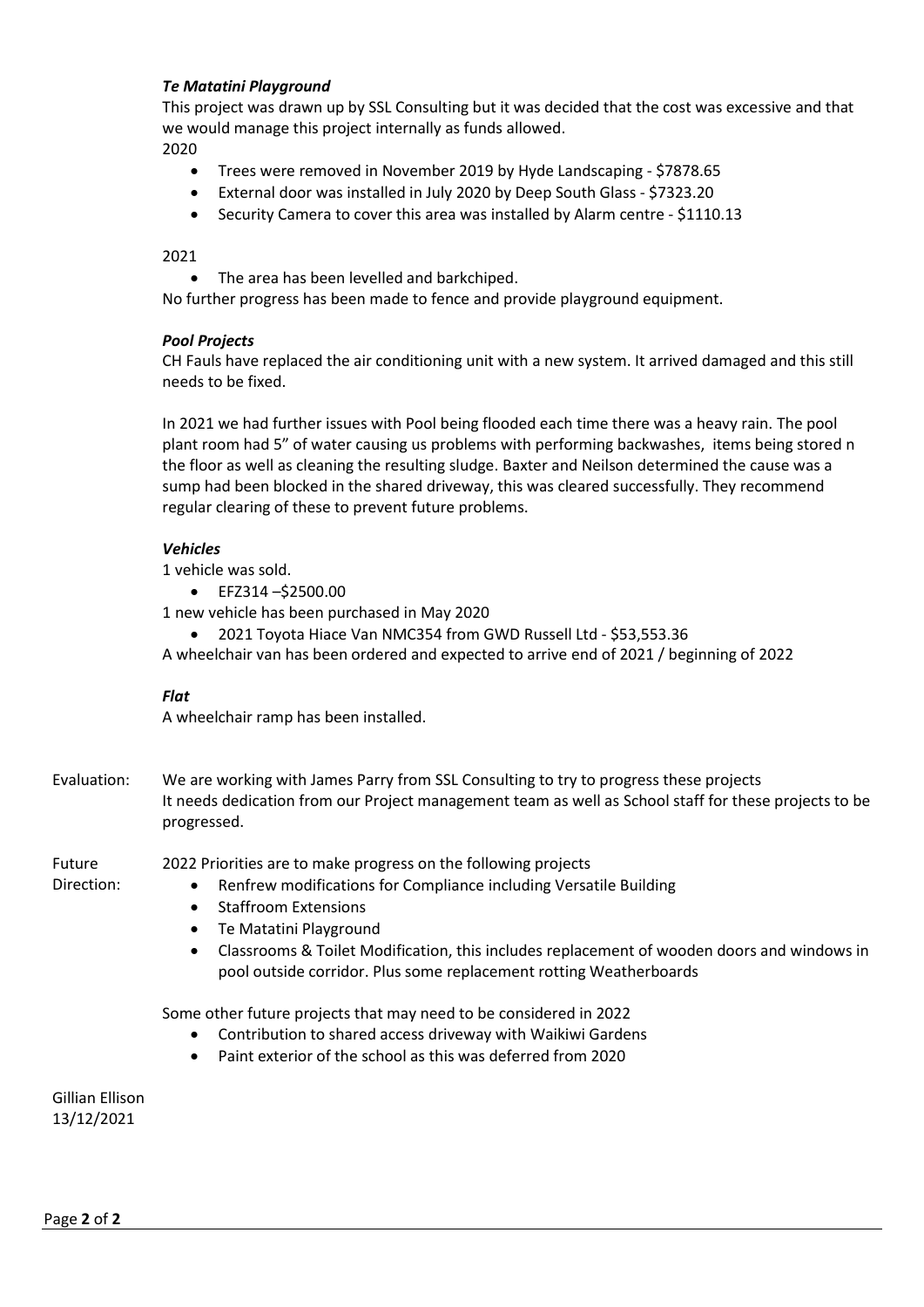***Te Matatini Playground***

This project was drawn up by SSL Consulting but it was decided that the cost was excessive and that we would manage this project internally as funds allowed.

2020

- Trees were removed in November 2019 by Hyde Landscaping - $7878.65
- External door was installed in July 2020 by Deep South Glass - $7323.20
- Security Camera to cover this area was installed by Alarm centre - $1110.13

2021

- The area has been levelled and barkchiped.

No further progress has been made to fence and provide playground equipment.

***Pool Projects***

CH Fauls have replaced the air conditioning unit with a new system. It arrived damaged and this still needs to be fixed.

In 2021 we had further issues with Pool being flooded each time there was a heavy rain. The pool plant room had 5" of water causing us problems with performing backwashes, items being stored n the floor as well as cleaning the resulting sludge. Baxter and Neilson determined the cause was a sump had been blocked in the shared driveway, this was cleared successfully. They recommend regular clearing of these to prevent future problems.

***Vehicles***

1 vehicle was sold.

- EFZ314 –$2500.00

1 new vehicle has been purchased in May 2020

- 2021 Toyota Hiace Van NMC354 from GWD Russell Ltd - $53,553.36

A wheelchair van has been ordered and expected to arrive end of 2021 / beginning of 2022

***Flat***

A wheelchair ramp has been installed.

Evaluation: We are working with James Parry from SSL Consulting to try to progress these projects
It needs dedication from our Project management team as well as School staff for these projects to be progressed.

Future Direction: 2022 Priorities are to make progress on the following projects

- Renfrew modifications for Compliance including Versatile Building
- Staffroom Extensions
- Te Matatini Playground
- Classrooms & Toilet Modification, this includes replacement of wooden doors and windows in pool outside corridor. Plus some replacement rotting Weatherboards

Some other future projects that may need to be considered in 2022

- Contribution to shared access driveway with Waikiwi Gardens
- Paint exterior of the school as this was deferred from 2020

Gillian Ellison
13/12/2021